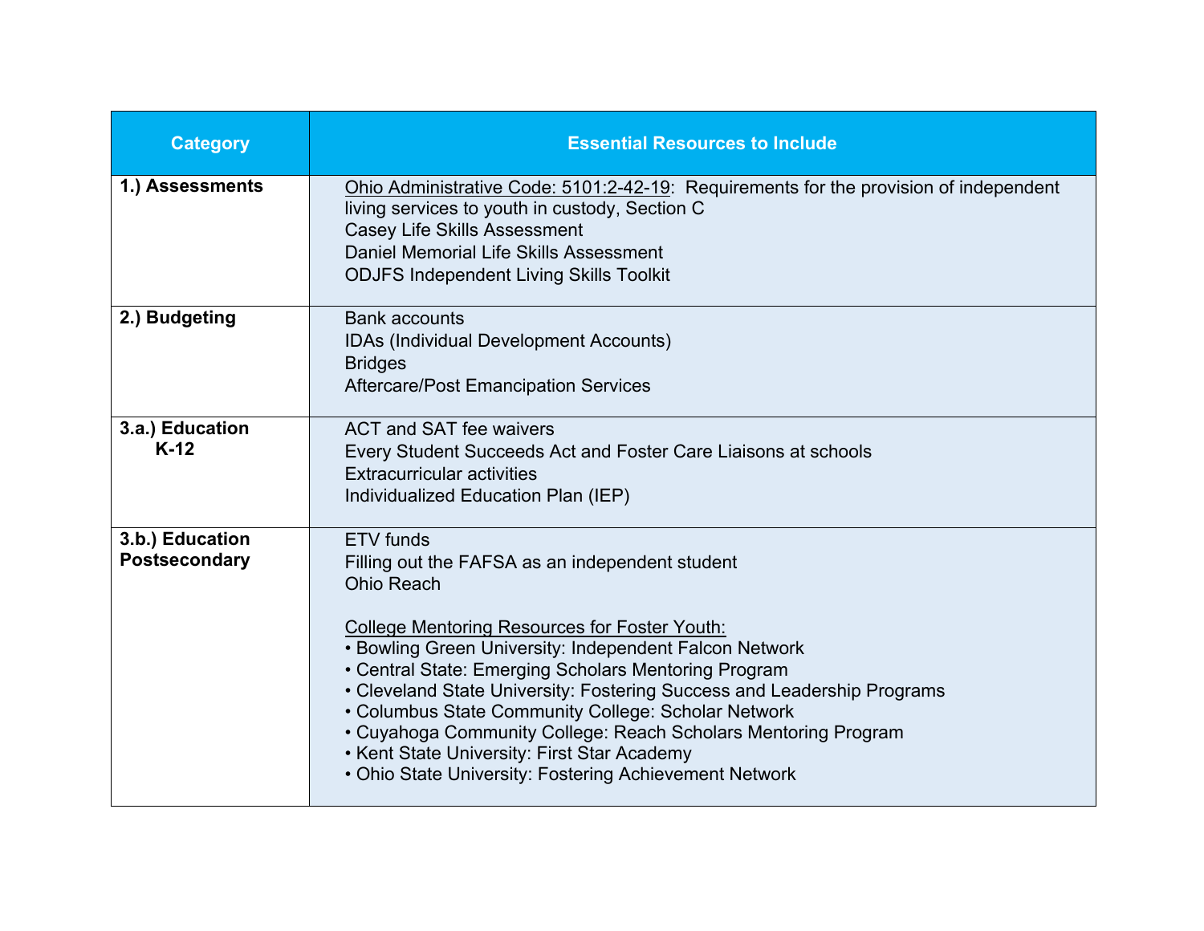| Category | Essential Resources to Include |
|---|---|
| **1.) Assessments** | Ohio Administrative Code: 5101:2-42-19: Requirements for the provision of independent living services to youth in custody, Section C<br>Casey Life Skills Assessment<br>Daniel Memorial Life Skills Assessment<br>ODJFS Independent Living Skills Toolkit |
| **2.) Budgeting** | Bank accounts<br>IDAs (Individual Development Accounts)<br>Bridges<br>Aftercare/Post Emancipation Services |
| **3.a.) Education K-12** | ACT and SAT fee waivers<br>Every Student Succeeds Act and Foster Care Liaisons at schools<br>Extracurricular activities<br>Individualized Education Plan (IEP) |
| **3.b.) Education Postsecondary** | ETV funds<br>Filling out the FAFSA as an independent student<br>Ohio Reach<br><br>College Mentoring Resources for Foster Youth:<br>• Bowling Green University: Independent Falcon Network<br>• Central State: Emerging Scholars Mentoring Program<br>• Cleveland State University: Fostering Success and Leadership Programs<br>• Columbus State Community College: Scholar Network<br>• Cuyahoga Community College: Reach Scholars Mentoring Program<br>• Kent State University: First Star Academy<br>• Ohio State University: Fostering Achievement Network |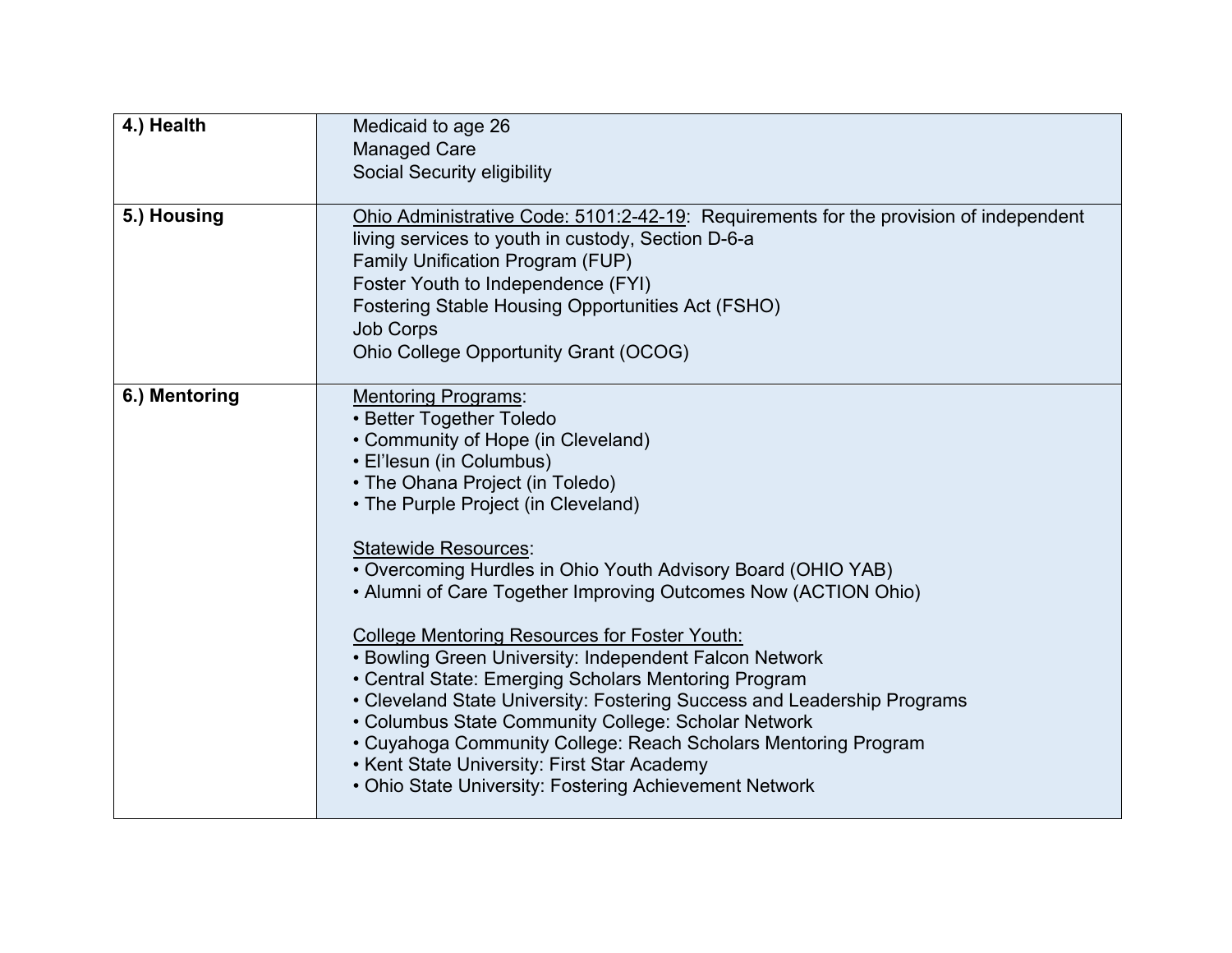| | |
|---|---|
| **4.) Health** | Medicaid to age 26<br>Managed Care<br>Social Security eligibility |
| **5.) Housing** | <u>Ohio Administrative Code: 5101:2-42-19</u>: Requirements for the provision of independent living services to youth in custody, Section D-6-a<br>Family Unification Program (FUP)<br>Foster Youth to Independence (FYI)<br>Fostering Stable Housing Opportunities Act (FSHO)<br>Job Corps<br>Ohio College Opportunity Grant (OCOG) |
| **6.) Mentoring** | <u>Mentoring Programs</u>:<br>• Better Together Toledo<br>• Community of Hope (in Cleveland)<br>• El'lesun (in Columbus)<br>• The Ohana Project (in Toledo)<br>• The Purple Project (in Cleveland)<br><br><u>Statewide Resources</u>:<br>• Overcoming Hurdles in Ohio Youth Advisory Board (OHIO YAB)<br>• Alumni of Care Together Improving Outcomes Now (ACTION Ohio)<br><br><u>College Mentoring Resources for Foster Youth:</u><br>• Bowling Green University: Independent Falcon Network<br>• Central State: Emerging Scholars Mentoring Program<br>• Cleveland State University: Fostering Success and Leadership Programs<br>• Columbus State Community College: Scholar Network<br>• Cuyahoga Community College: Reach Scholars Mentoring Program<br>• Kent State University: First Star Academy<br>• Ohio State University: Fostering Achievement Network |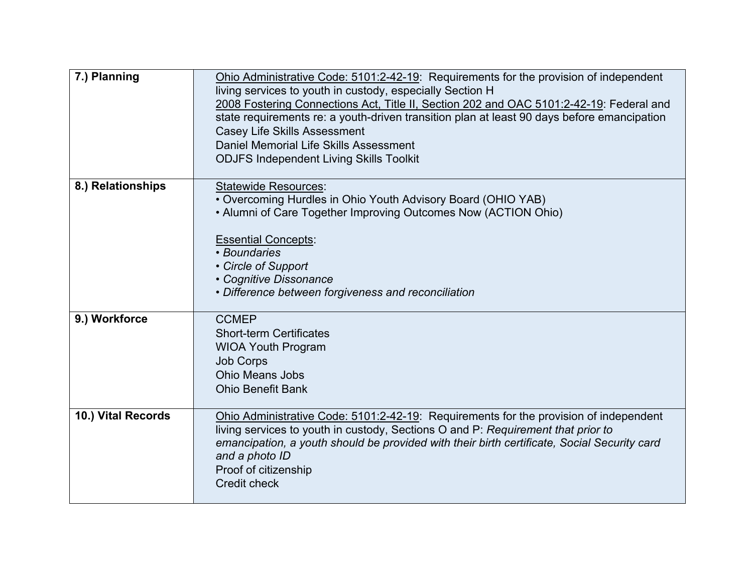| | |
|---|---|
| **7.) Planning** | <u>Ohio Administrative Code: 5101:2-42-19</u>: Requirements for the provision of independent living services to youth in custody, especially Section H<br><u>2008 Fostering Connections Act, Title II, Section 202 and OAC 5101:2-42-19</u>: Federal and state requirements re: a youth-driven transition plan at least 90 days before emancipation<br>Casey Life Skills Assessment<br>Daniel Memorial Life Skills Assessment<br>ODJFS Independent Living Skills Toolkit |
| **8.) Relationships** | <u>Statewide Resources</u>:<br>• Overcoming Hurdles in Ohio Youth Advisory Board (OHIO YAB)<br>• Alumni of Care Together Improving Outcomes Now (ACTION Ohio)<br><br><u>Essential Concepts</u>:<br>• *Boundaries*<br>• *Circle of Support*<br>• *Cognitive Dissonance*<br>• *Difference between forgiveness and reconciliation* |
| **9.) Workforce** | CCMEP<br>Short-term Certificates<br>WIOA Youth Program<br>Job Corps<br>Ohio Means Jobs<br>Ohio Benefit Bank |
| **10.) Vital Records** | <u>Ohio Administrative Code: 5101:2-42-19</u>: Requirements for the provision of independent living services to youth in custody, Sections O and P: *Requirement that prior to emancipation, a youth should be provided with their birth certificate, Social Security card and a photo ID*<br>Proof of citizenship<br>Credit check |